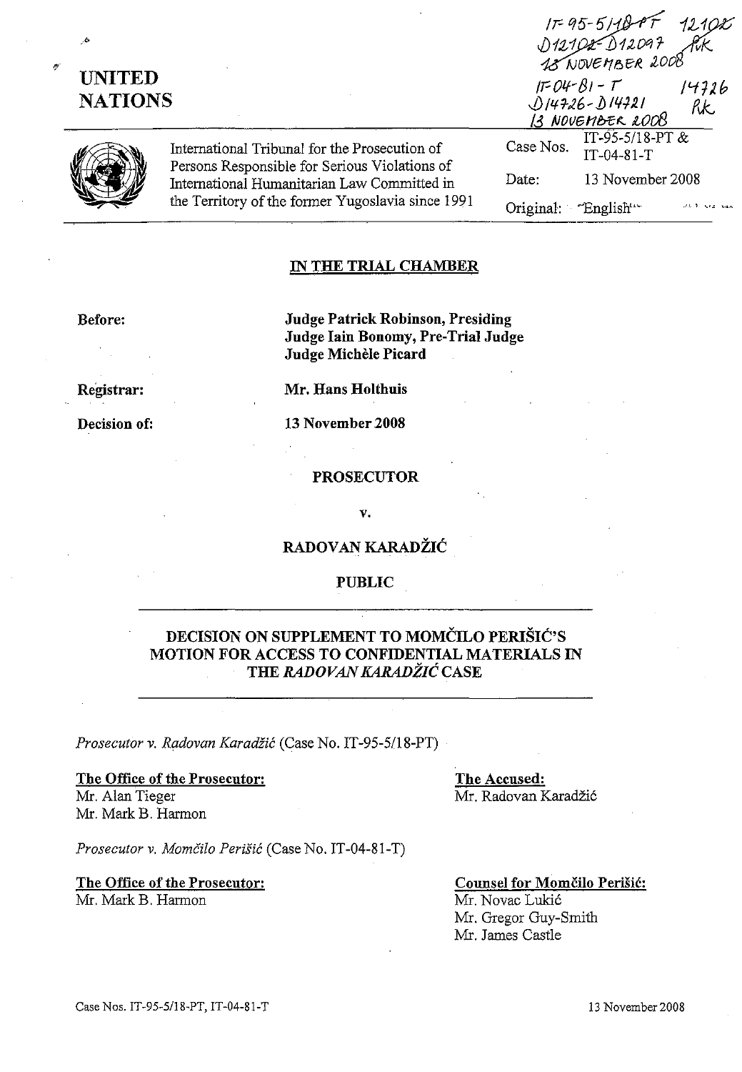IT-95-5/18-PT 12102
D12102-D12097
13 NOVEMBER 2008

IT-04-81-T 14726
D14726-D14721
13 NOVEMBER 2008

**UNITED NATIONS**

International Tribunal for the Prosecution of Persons Responsible for Serious Violations of International Humanitarian Law Committed in the Territory of the former Yugoslavia since 1991

| | |
|---|---|
| Case Nos. | IT-95-5/18-PT & IT-04-81-T |
| Date: | 13 November 2008 |
| Original: | English |

## IN THE TRIAL CHAMBER

**Before:** **Judge Patrick Robinson, Presiding**
**Judge Iain Bonomy, Pre-Trial Judge**
**Judge Michèle Picard**

**Registrar:** **Mr. Hans Holthuis**

**Decision of:** **13 November 2008**

**PROSECUTOR**

**v.**

**RADOVAN KARADŽIĆ**

**PUBLIC**

## DECISION ON SUPPLEMENT TO MOMČILO PERIŠIĆ'S MOTION FOR ACCESS TO CONFIDENTIAL MATERIALS IN THE *RADOVAN KARADŽIĆ* CASE

*Prosecutor v. Radovan Karadžić* (Case No. IT-95-5/18-PT)

**The Office of the Prosecutor:**
Mr. Alan Tieger
Mr. Mark B. Harmon

**The Accused:**
Mr. Radovan Karadžić

*Prosecutor v. Momčilo Perišić* (Case No. IT-04-81-T)

**The Office of the Prosecutor:**
Mr. Mark B. Harmon

**Counsel for Momčilo Perišić:**
Mr. Novac Lukić
Mr. Gregor Guy-Smith
Mr. James Castle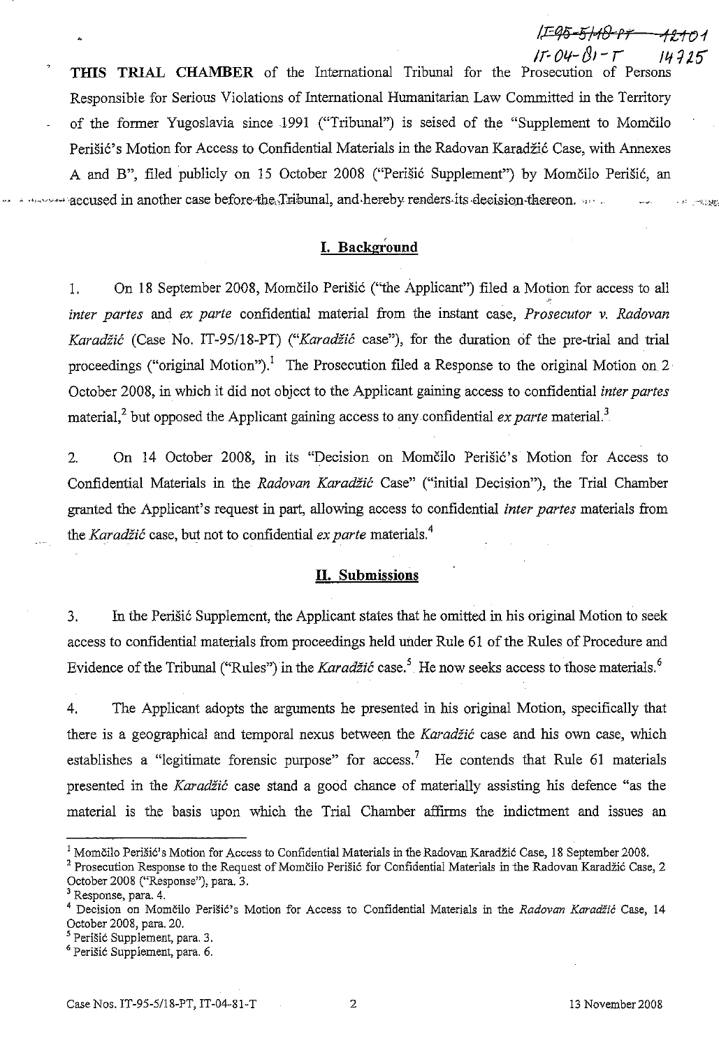**THIS TRIAL CHAMBER** of the International Tribunal for the Prosecution of Persons Responsible for Serious Violations of International Humanitarian Law Committed in the Territory of the former Yugoslavia since 1991 ("Tribunal") is seised of the "Supplement to Momčilo Perišić's Motion for Access to Confidential Materials in the Radovan Karadžić Case, with Annexes A and B", filed publicly on 15 October 2008 ("Perišić Supplement") by Momčilo Perišić, an accused in another case before the Tribunal, and hereby renders its decision thereon.

## I. Background

1. On 18 September 2008, Momčilo Perišić ("the Applicant") filed a Motion for access to all *inter partes* and *ex parte* confidential material from the instant case, *Prosecutor v. Radovan Karadžić* (Case No. IT-95/18-PT) ("*Karadžić* case"), for the duration of the pre-trial and trial proceedings ("original Motion").[1] The Prosecution filed a Response to the original Motion on 2 October 2008, in which it did not object to the Applicant gaining access to confidential *inter partes* material,[2] but opposed the Applicant gaining access to any confidential *ex parte* material.[3]

2. On 14 October 2008, in its "Decision on Momčilo Perišić's Motion for Access to Confidential Materials in the *Radovan Karadžić* Case" ("initial Decision"), the Trial Chamber granted the Applicant's request in part, allowing access to confidential *inter partes* materials from the *Karadžić* case, but not to confidential *ex parte* materials.[4]

## II. Submissions

3. In the Perišić Supplement, the Applicant states that he omitted in his original Motion to seek access to confidential materials from proceedings held under Rule 61 of the Rules of Procedure and Evidence of the Tribunal ("Rules") in the *Karadžić* case.[5] He now seeks access to those materials.[6]

4. The Applicant adopts the arguments he presented in his original Motion, specifically that there is a geographical and temporal nexus between the *Karadžić* case and his own case, which establishes a "legitimate forensic purpose" for access.[7] He contends that Rule 61 materials presented in the *Karadžić* case stand a good chance of materially assisting his defence "as the material is the basis upon which the Trial Chamber affirms the indictment and issues an

---

[1] Momčilo Perišić's Motion for Access to Confidential Materials in the Radovan Karadžić Case, 18 September 2008.

[2] Prosecution Response to the Request of Momčilo Perišić for Confidential Materials in the Radovan Karadžić Case, 2 October 2008 ("Response"), para. 3.

[3] Response, para. 4.

[4] Decision on Momčilo Perišić's Motion for Access to Confidential Materials in the *Radovan Karadžić* Case, 14 October 2008, para. 20.

[5] Perišić Supplement, para. 3.

[6] Perišić Supplement, para. 6.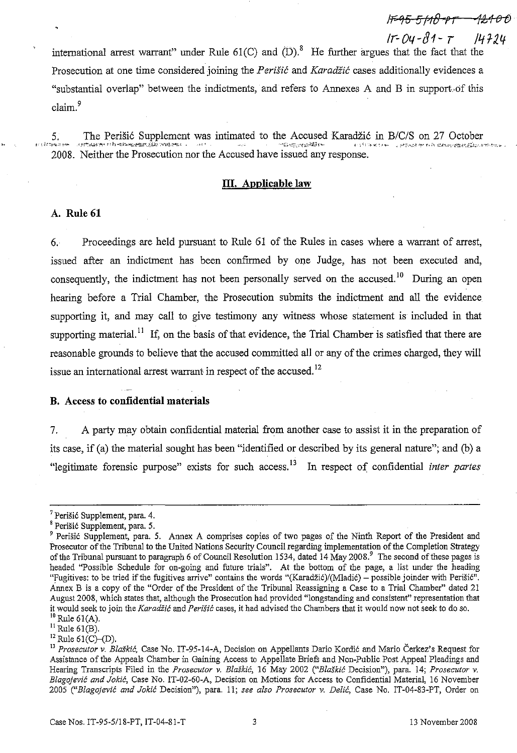international arrest warrant" under Rule 61(C) and (D).[8] He further argues that the fact that the Prosecution at one time considered joining the *Perišić* and *Karadžić* cases additionally evidences a "substantial overlap" between the indictments, and refers to Annexes A and B in support of this claim.[9]

5. The Perišić Supplement was intimated to the Accused Karadžić in B/C/S on 27 October 2008. Neither the Prosecution nor the Accused have issued any response.

## III. Applicable law

### A. Rule 61

6. Proceedings are held pursuant to Rule 61 of the Rules in cases where a warrant of arrest, issued after an indictment has been confirmed by one Judge, has not been executed and, consequently, the indictment has not been personally served on the accused.[10] During an open hearing before a Trial Chamber, the Prosecution submits the indictment and all the evidence supporting it, and may call to give testimony any witness whose statement is included in that supporting material.[11] If, on the basis of that evidence, the Trial Chamber is satisfied that there are reasonable grounds to believe that the accused committed all or any of the crimes charged, they will issue an international arrest warrant in respect of the accused.[12]

### B. Access to confidential materials

7. A party may obtain confidential material from another case to assist it in the preparation of its case, if (a) the material sought has been "identified or described by its general nature"; and (b) a "legitimate forensic purpose" exists for such access.[13] In respect of confidential *inter partes*

---

[7] Perišić Supplement, para. 4.

[8] Perišić Supplement, para. 5.

[9] Perišić Supplement, para. 5. Annex A comprises copies of two pages of the Ninth Report of the President and Prosecutor of the Tribunal to the United Nations Security Council regarding implementation of the Completion Strategy of the Tribunal pursuant to paragraph 6 of Council Resolution 1534, dated 14 May 2008.[9] The second of these pages is headed "Possible Schedule for on-going and future trials". At the bottom of the page, a list under the heading "Fugitives: to be tried if the fugitives arrive" contains the words "(Karadžić)/(Mladić) – possible joinder with Perišić". Annex B is a copy of the "Order of the President of the Tribunal Reassigning a Case to a Trial Chamber" dated 21 August 2008, which states that, although the Prosecution had provided "longstanding and consistent" representation that it would seek to join the *Karadžić* and *Perišić* cases, it had advised the Chambers that it would now not seek to do so.

[10] Rule 61(A).

[11] Rule 61(B).

[12] Rule 61(C)–(D).

[13] *Prosecutor v. Blaškić*, Case No. IT-95-14-A, Decision on Appellants Dario Kordić and Mario Čerkez's Request for Assistance of the Appeals Chamber in Gaining Access to Appellate Briefs and Non-Public Post Appeal Pleadings and Hearing Transcripts Filed in the *Prosecutor v. Blaškić*, 16 May 2002 ("*Blaškić* Decision"), para. 14; *Prosecutor v. Blagojević and Jokić*, Case No. IT-02-60-A, Decision on Motions for Access to Confidential Material, 16 November 2005 ("*Blagojević and Jokić* Decision"), para. 11; *see also Prosecutor v. Delić*, Case No. IT-04-83-PT, Order on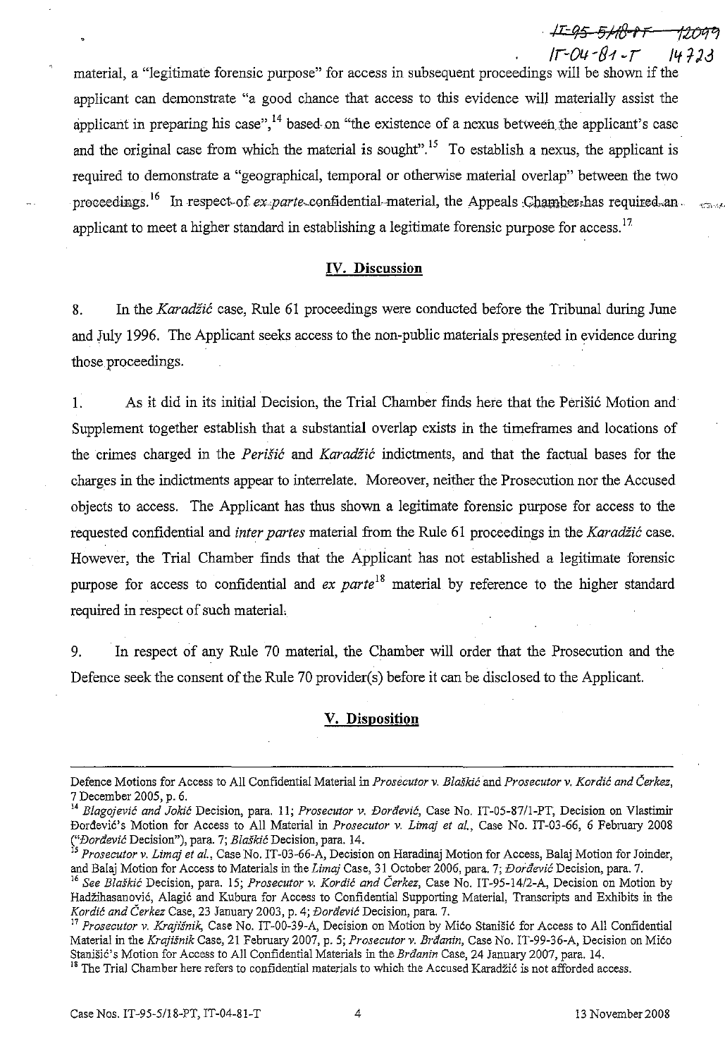material, a "legitimate forensic purpose" for access in subsequent proceedings will be shown if the applicant can demonstrate "a good chance that access to this evidence will materially assist the applicant in preparing his case",[14] based on "the existence of a nexus between the applicant's case and the original case from which the material is sought".[15] To establish a nexus, the applicant is required to demonstrate a "geographical, temporal or otherwise material overlap" between the two proceedings.[16] In respect of *ex parte* confidential material, the Appeals Chamber has required an applicant to meet a higher standard in establishing a legitimate forensic purpose for access.[17]

## IV. Discussion

8. In the *Karadžić* case, Rule 61 proceedings were conducted before the Tribunal during June and July 1996. The Applicant seeks access to the non-public materials presented in evidence during those proceedings.

1. As it did in its initial Decision, the Trial Chamber finds here that the Perišić Motion and Supplement together establish that a substantial overlap exists in the timeframes and locations of the crimes charged in the *Perišić* and *Karadžić* indictments, and that the factual bases for the charges in the indictments appear to interrelate. Moreover, neither the Prosecution nor the Accused objects to access. The Applicant has thus shown a legitimate forensic purpose for access to the requested confidential and *inter partes* material from the Rule 61 proceedings in the *Karadžić* case. However, the Trial Chamber finds that the Applicant has not established a legitimate forensic purpose for access to confidential and *ex parte*[18] material by reference to the higher standard required in respect of such material.

9. In respect of any Rule 70 material, the Chamber will order that the Prosecution and the Defence seek the consent of the Rule 70 provider(s) before it can be disclosed to the Applicant.

## V. Disposition

---

Defence Motions for Access to All Confidential Material in *Prosecutor v. Blaškić* and *Prosecutor v. Kordić and Čerkez*, 7 December 2005, p. 6.

[14] *Blagojević and Jokić* Decision, para. 11; *Prosecutor v. Đorđević*, Case No. IT-05-87/1-PT, Decision on Vlastimir Đorđević's Motion for Access to All Material in *Prosecutor v. Limaj et al.*, Case No. IT-03-66, 6 February 2008 ("*Đorđević* Decision"), para. 7; *Blaškić* Decision, para. 14.

[15] *Prosecutor v. Limaj et al.*, Case No. IT-03-66-A, Decision on Haradinaj Motion for Access, Balaj Motion for Joinder, and Balaj Motion for Access to Materials in the *Limaj* Case, 31 October 2006, para. 7; *Đorđević* Decision, para. 7.

[16] *See Blaškić* Decision, para. 15; *Prosecutor v. Kordić and Čerkez*, Case No. IT-95-14/2-A, Decision on Motion by Hadžihasanović, Alagić and Kubura for Access to Confidential Supporting Material, Transcripts and Exhibits in the *Kordić and Čerkez* Case, 23 January 2003, p. 4; *Đorđević* Decision, para. 7.

[17] *Prosecutor v. Krajišnik*, Case No. IT-00-39-A, Decision on Motion by Mićo Stanišić for Access to All Confidential Material in the *Krajišnik* Case, 21 February 2007, p. 5; *Prosecutor v. Brđanin*, Case No. IT-99-36-A, Decision on Mićo Stanišić's Motion for Access to All Confidential Materials in the *Brđanin* Case, 24 January 2007, para. 14.

[18] The Trial Chamber here refers to confidential materials to which the Accused Karadžić is not afforded access.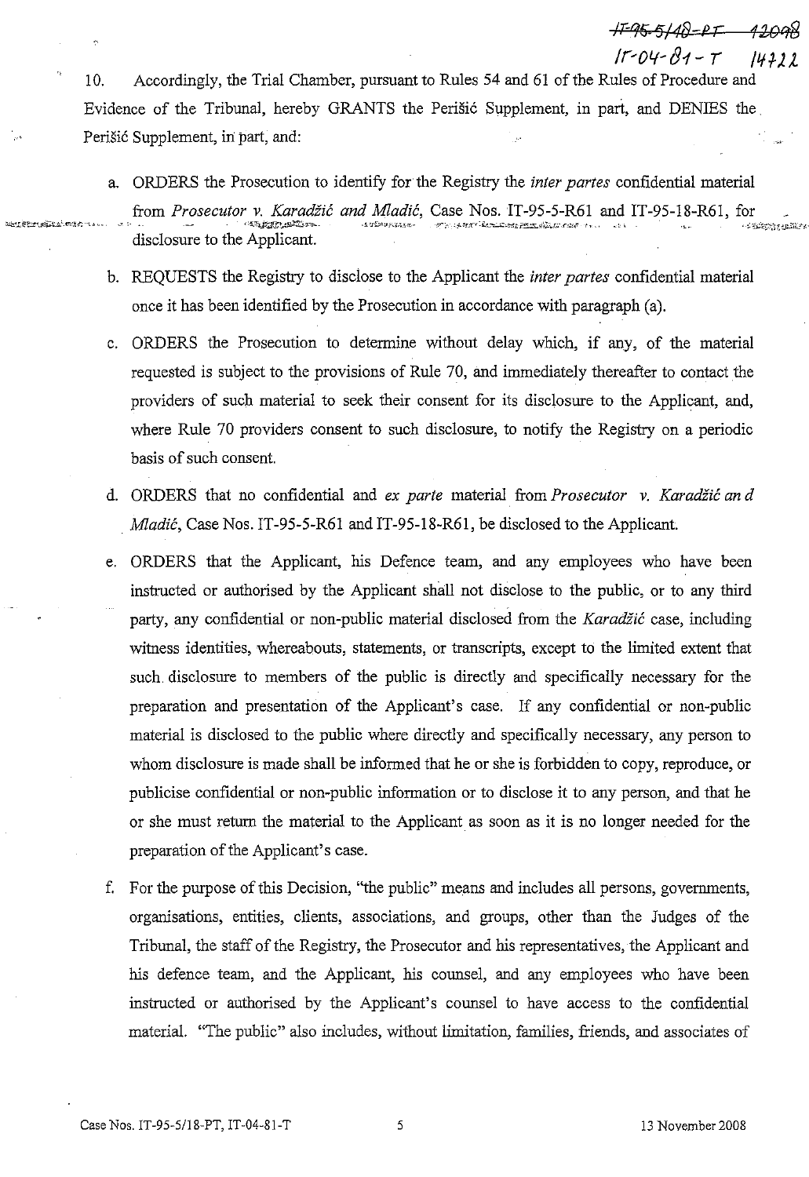10. Accordingly, the Trial Chamber, pursuant to Rules 54 and 61 of the Rules of Procedure and Evidence of the Tribunal, hereby GRANTS the Perišić Supplement, in part, and DENIES the Perišić Supplement, in part, and:

a. ORDERS the Prosecution to identify for the Registry the *inter partes* confidential material from *Prosecutor v. Karadžić and Mladić*, Case Nos. IT-95-5-R61 and IT-95-18-R61, for disclosure to the Applicant.

b. REQUESTS the Registry to disclose to the Applicant the *inter partes* confidential material once it has been identified by the Prosecution in accordance with paragraph (a).

c. ORDERS the Prosecution to determine without delay which, if any, of the material requested is subject to the provisions of Rule 70, and immediately thereafter to contact the providers of such material to seek their consent for its disclosure to the Applicant, and, where Rule 70 providers consent to such disclosure, to notify the Registry on a periodic basis of such consent.

d. ORDERS that no confidential and *ex parte* material from *Prosecutor v. Karadžić and Mladić*, Case Nos. IT-95-5-R61 and IT-95-18-R61, be disclosed to the Applicant.

e. ORDERS that the Applicant, his Defence team, and any employees who have been instructed or authorised by the Applicant shall not disclose to the public, or to any third party, any confidential or non-public material disclosed from the *Karadžić* case, including witness identities, whereabouts, statements, or transcripts, except to the limited extent that such disclosure to members of the public is directly and specifically necessary for the preparation and presentation of the Applicant's case. If any confidential or non-public material is disclosed to the public where directly and specifically necessary, any person to whom disclosure is made shall be informed that he or she is forbidden to copy, reproduce, or publicise confidential or non-public information or to disclose it to any person, and that he or she must return the material to the Applicant as soon as it is no longer needed for the preparation of the Applicant's case.

f. For the purpose of this Decision, "the public" means and includes all persons, governments, organisations, entities, clients, associations, and groups, other than the Judges of the Tribunal, the staff of the Registry, the Prosecutor and his representatives, the Applicant and his defence team, and the Applicant, his counsel, and any employees who have been instructed or authorised by the Applicant's counsel to have access to the confidential material. "The public" also includes, without limitation, families, friends, and associates of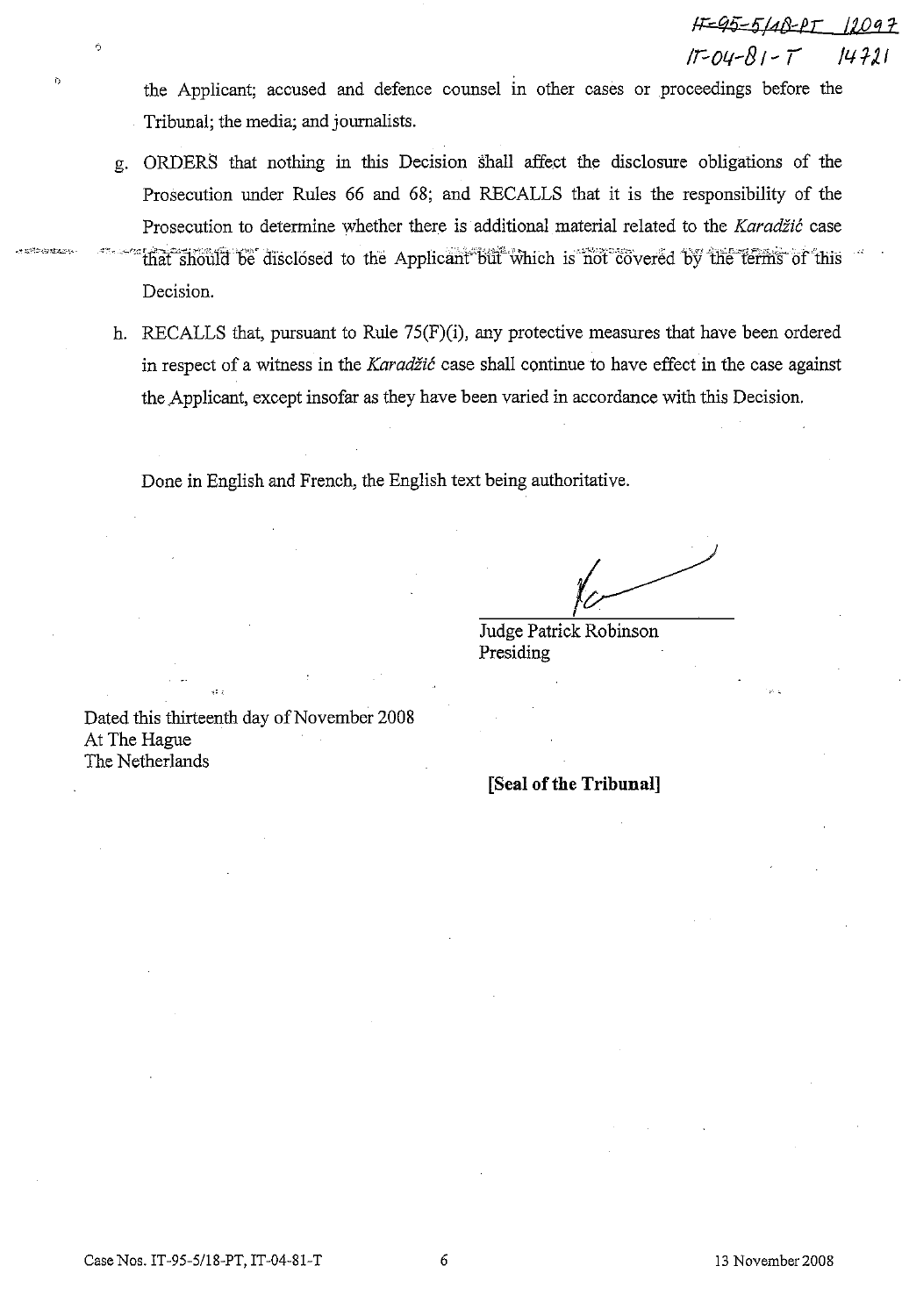the Applicant; accused and defence counsel in other cases or proceedings before the Tribunal; the media; and journalists.

g. ORDERS that nothing in this Decision shall affect the disclosure obligations of the Prosecution under Rules 66 and 68; and RECALLS that it is the responsibility of the Prosecution to determine whether there is additional material related to the *Karadžić* case that should be disclosed to the Applicant but which is not covered by the terms of this Decision.

h. RECALLS that, pursuant to Rule 75(F)(i), any protective measures that have been ordered in respect of a witness in the *Karadžić* case shall continue to have effect in the case against the Applicant, except insofar as they have been varied in accordance with this Decision.

Done in English and French, the English text being authoritative.

Judge Patrick Robinson
Presiding

Dated this thirteenth day of November 2008
At The Hague
The Netherlands

**[Seal of the Tribunal]**